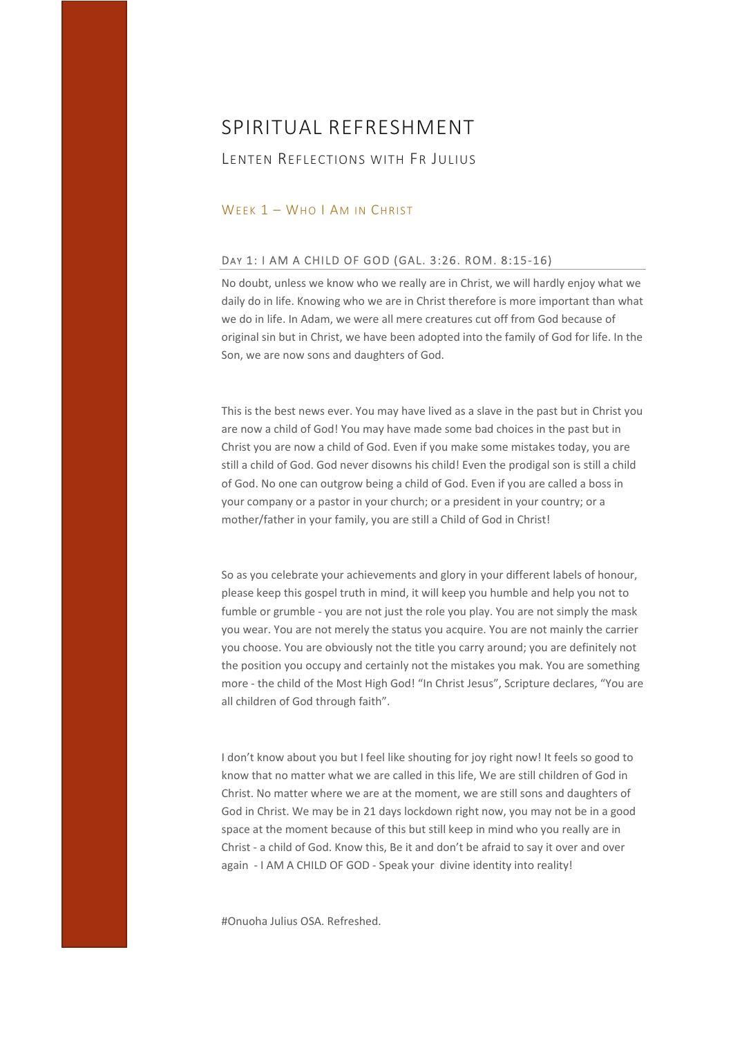# SPIRITUAL REFRESHMENT

## Lenten Reflections with Fr Julius

### Week 1 – Who I Am in Christ

#### Day 1: I AM A CHILD OF GOD (GAL. 3:26. ROM. 8:15-16)

No doubt, unless we know who we really are in Christ, we will hardly enjoy what we daily do in life. Knowing who we are in Christ therefore is more important than what we do in life. In Adam, we were all mere creatures cut off from God because of original sin but in Christ, we have been adopted into the family of God for life. In the Son, we are now sons and daughters of God.

This is the best news ever. You may have lived as a slave in the past but in Christ you are now a child of God! You may have made some bad choices in the past but in Christ you are now a child of God. Even if you make some mistakes today, you are still a child of God. God never disowns his child! Even the prodigal son is still a child of God. No one can outgrow being a child of God. Even if you are called a boss in your company or a pastor in your church; or a president in your country; or a mother/father in your family, you are still a Child of God in Christ!

So as you celebrate your achievements and glory in your different labels of honour, please keep this gospel truth in mind, it will keep you humble and help you not to fumble or grumble - you are not just the role you play. You are not simply the mask you wear. You are not merely the status you acquire. You are not mainly the carrier you choose. You are obviously not the title you carry around; you are definitely not the position you occupy and certainly not the mistakes you mak. You are something more - the child of the Most High God! “In Christ Jesus”, Scripture declares, “You are all children of God through faith”.

I don’t know about you but I feel like shouting for joy right now! It feels so good to know that no matter what we are called in this life, We are still children of God in Christ. No matter where we are at the moment, we are still sons and daughters of God in Christ. We may be in 21 days lockdown right now, you may not be in a good space at the moment because of this but still keep in mind who you really are in Christ - a child of God. Know this, Be it and don’t be afraid to say it over and over again - I AM A CHILD OF GOD - Speak your divine identity into reality!

#Onuoha Julius OSA. Refreshed.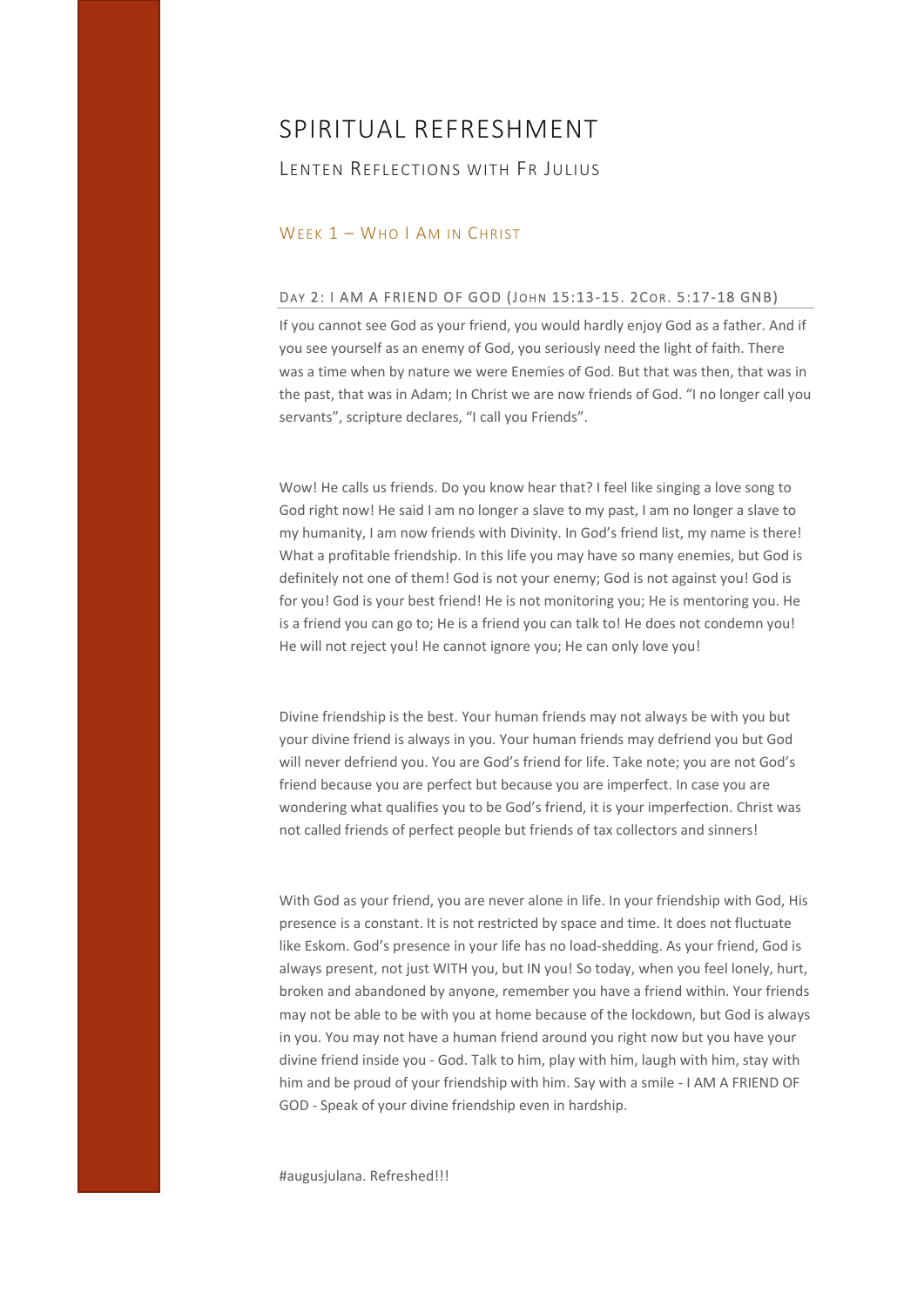# SPIRITUAL REFRESHMENT

## Lenten Reflections with Fr Julius

### Week 1 – Who I Am in Christ

#### Day 2: I AM A FRIEND OF GOD (John 15:13-15. 2Cor. 5:17-18 GNB)

If you cannot see God as your friend, you would hardly enjoy God as a father. And if you see yourself as an enemy of God, you seriously need the light of faith. There was a time when by nature we were Enemies of God. But that was then, that was in the past, that was in Adam; In Christ we are now friends of God. "I no longer call you servants", scripture declares, "I call you Friends".

Wow! He calls us friends. Do you know hear that? I feel like singing a love song to God right now! He said I am no longer a slave to my past, I am no longer a slave to my humanity, I am now friends with Divinity. In God's friend list, my name is there! What a profitable friendship. In this life you may have so many enemies, but God is definitely not one of them! God is not your enemy; God is not against you! God is for you! God is your best friend! He is not monitoring you; He is mentoring you. He is a friend you can go to; He is a friend you can talk to! He does not condemn you! He will not reject you! He cannot ignore you; He can only love you!

Divine friendship is the best. Your human friends may not always be with you but your divine friend is always in you. Your human friends may defriend you but God will never defriend you. You are God's friend for life. Take note; you are not God's friend because you are perfect but because you are imperfect. In case you are wondering what qualifies you to be God's friend, it is your imperfection. Christ was not called friends of perfect people but friends of tax collectors and sinners!

With God as your friend, you are never alone in life. In your friendship with God, His presence is a constant. It is not restricted by space and time. It does not fluctuate like Eskom. God's presence in your life has no load-shedding. As your friend, God is always present, not just WITH you, but IN you! So today, when you feel lonely, hurt, broken and abandoned by anyone, remember you have a friend within. Your friends may not be able to be with you at home because of the lockdown, but God is always in you. You may not have a human friend around you right now but you have your divine friend inside you - God. Talk to him, play with him, laugh with him, stay with him and be proud of your friendship with him. Say with a smile - I AM A FRIEND OF GOD - Speak of your divine friendship even in hardship.

#augusjulana. Refreshed!!!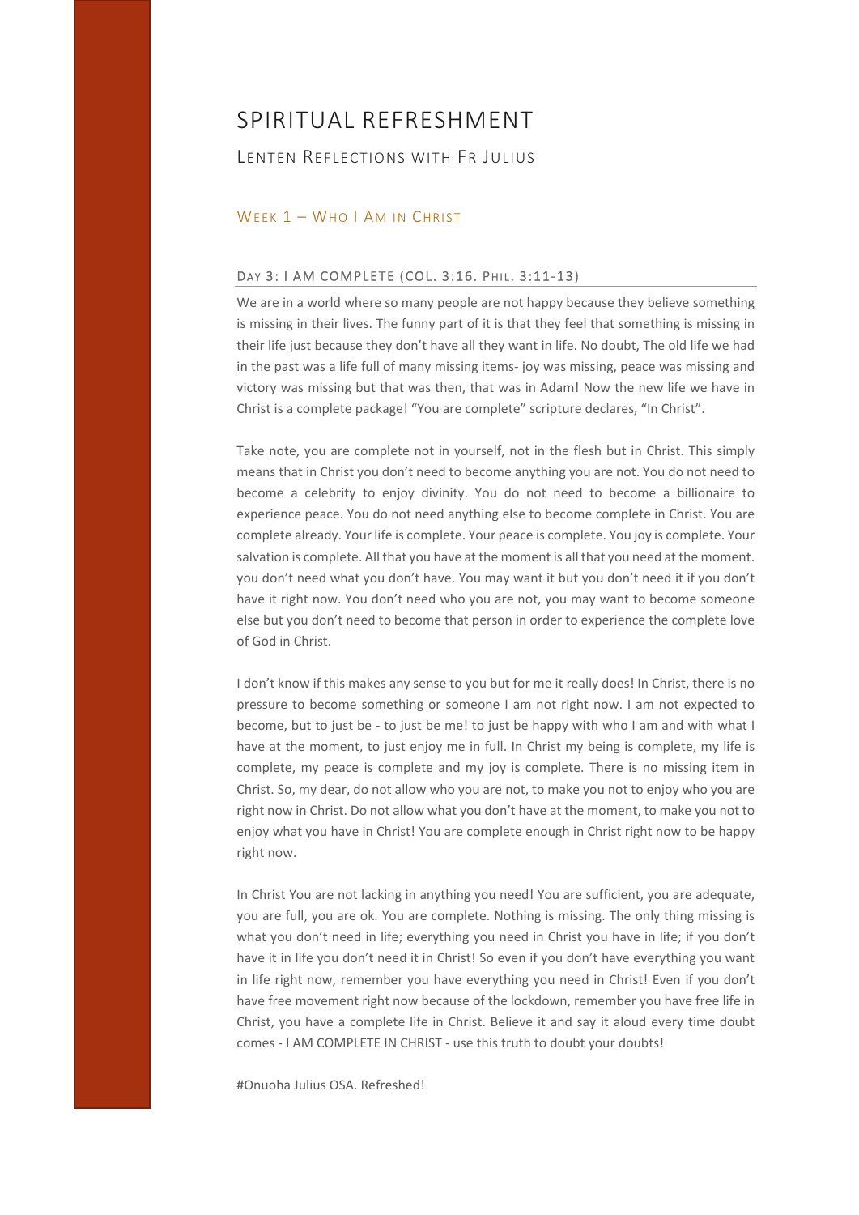# SPIRITUAL REFRESHMENT

## LENTEN REFLECTIONS WITH FR JULIUS

### WEEK 1 – WHO I AM IN CHRIST

#### DAY 3: I AM COMPLETE (COL. 3:16. PHIL. 3:11-13)

We are in a world where so many people are not happy because they believe something is missing in their lives. The funny part of it is that they feel that something is missing in their life just because they don't have all they want in life. No doubt, The old life we had in the past was a life full of many missing items- joy was missing, peace was missing and victory was missing but that was then, that was in Adam! Now the new life we have in Christ is a complete package! "You are complete" scripture declares, "In Christ".

Take note, you are complete not in yourself, not in the flesh but in Christ. This simply means that in Christ you don't need to become anything you are not. You do not need to become a celebrity to enjoy divinity. You do not need to become a billionaire to experience peace. You do not need anything else to become complete in Christ. You are complete already. Your life is complete. Your peace is complete. You joy is complete. Your salvation is complete. All that you have at the moment is all that you need at the moment. you don't need what you don't have. You may want it but you don't need it if you don't have it right now. You don't need who you are not, you may want to become someone else but you don't need to become that person in order to experience the complete love of God in Christ.

I don't know if this makes any sense to you but for me it really does! In Christ, there is no pressure to become something or someone I am not right now. I am not expected to become, but to just be - to just be me! to just be happy with who I am and with what I have at the moment, to just enjoy me in full. In Christ my being is complete, my life is complete, my peace is complete and my joy is complete. There is no missing item in Christ. So, my dear, do not allow who you are not, to make you not to enjoy who you are right now in Christ. Do not allow what you don't have at the moment, to make you not to enjoy what you have in Christ! You are complete enough in Christ right now to be happy right now.

In Christ You are not lacking in anything you need! You are sufficient, you are adequate, you are full, you are ok. You are complete. Nothing is missing. The only thing missing is what you don't need in life; everything you need in Christ you have in life; if you don't have it in life you don't need it in Christ! So even if you don't have everything you want in life right now, remember you have everything you need in Christ! Even if you don't have free movement right now because of the lockdown, remember you have free life in Christ, you have a complete life in Christ. Believe it and say it aloud every time doubt comes - I AM COMPLETE IN CHRIST - use this truth to doubt your doubts!

#Onuoha Julius OSA. Refreshed!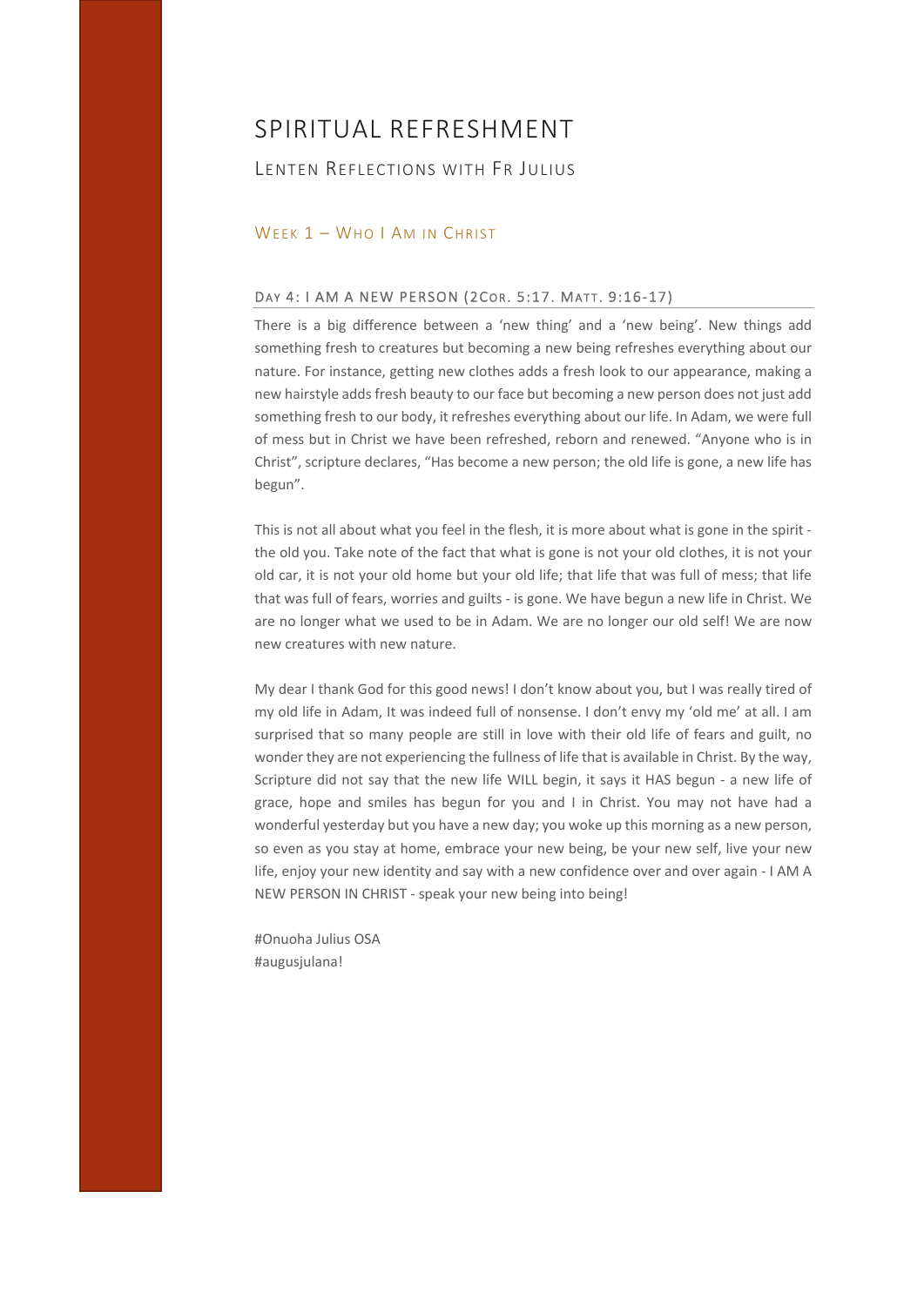# SPIRITUAL REFRESHMENT

## LENTEN REFLECTIONS WITH FR JULIUS

### WEEK 1 – WHO I AM IN CHRIST

#### DAY 4: I AM A NEW PERSON (2COR. 5:17. MATT. 9:16-17)

There is a big difference between a 'new thing' and a 'new being'. New things add something fresh to creatures but becoming a new being refreshes everything about our nature. For instance, getting new clothes adds a fresh look to our appearance, making a new hairstyle adds fresh beauty to our face but becoming a new person does not just add something fresh to our body, it refreshes everything about our life. In Adam, we were full of mess but in Christ we have been refreshed, reborn and renewed. "Anyone who is in Christ", scripture declares, "Has become a new person; the old life is gone, a new life has begun".

This is not all about what you feel in the flesh, it is more about what is gone in the spirit - the old you. Take note of the fact that what is gone is not your old clothes, it is not your old car, it is not your old home but your old life; that life that was full of mess; that life that was full of fears, worries and guilts - is gone. We have begun a new life in Christ. We are no longer what we used to be in Adam. We are no longer our old self! We are now new creatures with new nature.

My dear I thank God for this good news! I don't know about you, but I was really tired of my old life in Adam, It was indeed full of nonsense. I don't envy my 'old me' at all. I am surprised that so many people are still in love with their old life of fears and guilt, no wonder they are not experiencing the fullness of life that is available in Christ. By the way, Scripture did not say that the new life WILL begin, it says it HAS begun - a new life of grace, hope and smiles has begun for you and I in Christ. You may not have had a wonderful yesterday but you have a new day; you woke up this morning as a new person, so even as you stay at home, embrace your new being, be your new self, live your new life, enjoy your new identity and say with a new confidence over and over again - I AM A NEW PERSON IN CHRIST - speak your new being into being!

#Onuoha Julius OSA
#augusjulana!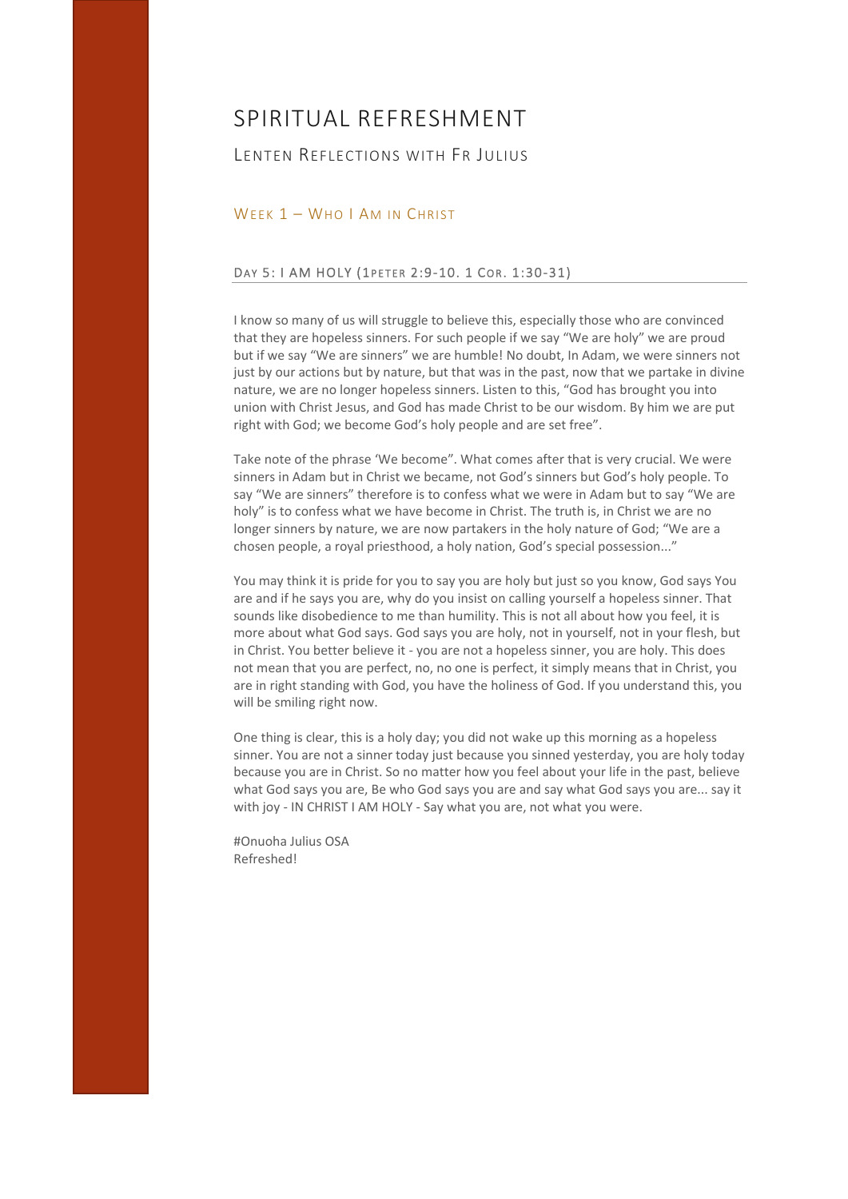# SPIRITUAL REFRESHMENT

## LENTEN REFLECTIONS WITH FR JULIUS

### WEEK 1 – WHO I AM IN CHRIST

#### DAY 5: I AM HOLY (1PETER 2:9-10. 1 COR. 1:30-31)

I know so many of us will struggle to believe this, especially those who are convinced that they are hopeless sinners. For such people if we say "We are holy" we are proud but if we say "We are sinners" we are humble! No doubt, In Adam, we were sinners not just by our actions but by nature, but that was in the past, now that we partake in divine nature, we are no longer hopeless sinners. Listen to this, "God has brought you into union with Christ Jesus, and God has made Christ to be our wisdom. By him we are put right with God; we become God's holy people and are set free".

Take note of the phrase 'We become". What comes after that is very crucial. We were sinners in Adam but in Christ we became, not God's sinners but God's holy people. To say "We are sinners" therefore is to confess what we were in Adam but to say "We are holy" is to confess what we have become in Christ. The truth is, in Christ we are no longer sinners by nature, we are now partakers in the holy nature of God; "We are a chosen people, a royal priesthood, a holy nation, God's special possession..."

You may think it is pride for you to say you are holy but just so you know, God says You are and if he says you are, why do you insist on calling yourself a hopeless sinner. That sounds like disobedience to me than humility. This is not all about how you feel, it is more about what God says. God says you are holy, not in yourself, not in your flesh, but in Christ. You better believe it - you are not a hopeless sinner, you are holy. This does not mean that you are perfect, no, no one is perfect, it simply means that in Christ, you are in right standing with God, you have the holiness of God. If you understand this, you will be smiling right now.

One thing is clear, this is a holy day; you did not wake up this morning as a hopeless sinner. You are not a sinner today just because you sinned yesterday, you are holy today because you are in Christ. So no matter how you feel about your life in the past, believe what God says you are, Be who God says you are and say what God says you are... say it with joy - IN CHRIST I AM HOLY - Say what you are, not what you were.

#Onuoha Julius OSA
Refreshed!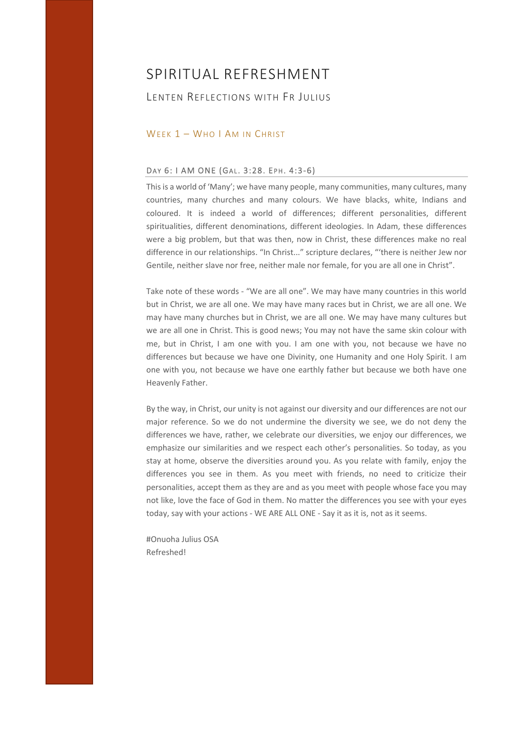# SPIRITUAL REFRESHMENT

## LENTEN REFLECTIONS WITH FR JULIUS

### WEEK 1 – WHO I AM IN CHRIST

#### DAY 6: I AM ONE (GAL. 3:28. EPH. 4:3-6)

This is a world of 'Many'; we have many people, many communities, many cultures, many countries, many churches and many colours. We have blacks, white, Indians and coloured. It is indeed a world of differences; different personalities, different spiritualities, different denominations, different ideologies. In Adam, these differences were a big problem, but that was then, now in Christ, these differences make no real difference in our relationships. "In Christ..." scripture declares, "'there is neither Jew nor Gentile, neither slave nor free, neither male nor female, for you are all one in Christ".

Take note of these words - "We are all one". We may have many countries in this world but in Christ, we are all one. We may have many races but in Christ, we are all one. We may have many churches but in Christ, we are all one. We may have many cultures but we are all one in Christ. This is good news; You may not have the same skin colour with me, but in Christ, I am one with you. I am one with you, not because we have no differences but because we have one Divinity, one Humanity and one Holy Spirit. I am one with you, not because we have one earthly father but because we both have one Heavenly Father.

By the way, in Christ, our unity is not against our diversity and our differences are not our major reference. So we do not undermine the diversity we see, we do not deny the differences we have, rather, we celebrate our diversities, we enjoy our differences, we emphasize our similarities and we respect each other's personalities. So today, as you stay at home, observe the diversities around you. As you relate with family, enjoy the differences you see in them. As you meet with friends, no need to criticize their personalities, accept them as they are and as you meet with people whose face you may not like, love the face of God in them. No matter the differences you see with your eyes today, say with your actions - WE ARE ALL ONE - Say it as it is, not as it seems.

#Onuoha Julius OSA
Refreshed!